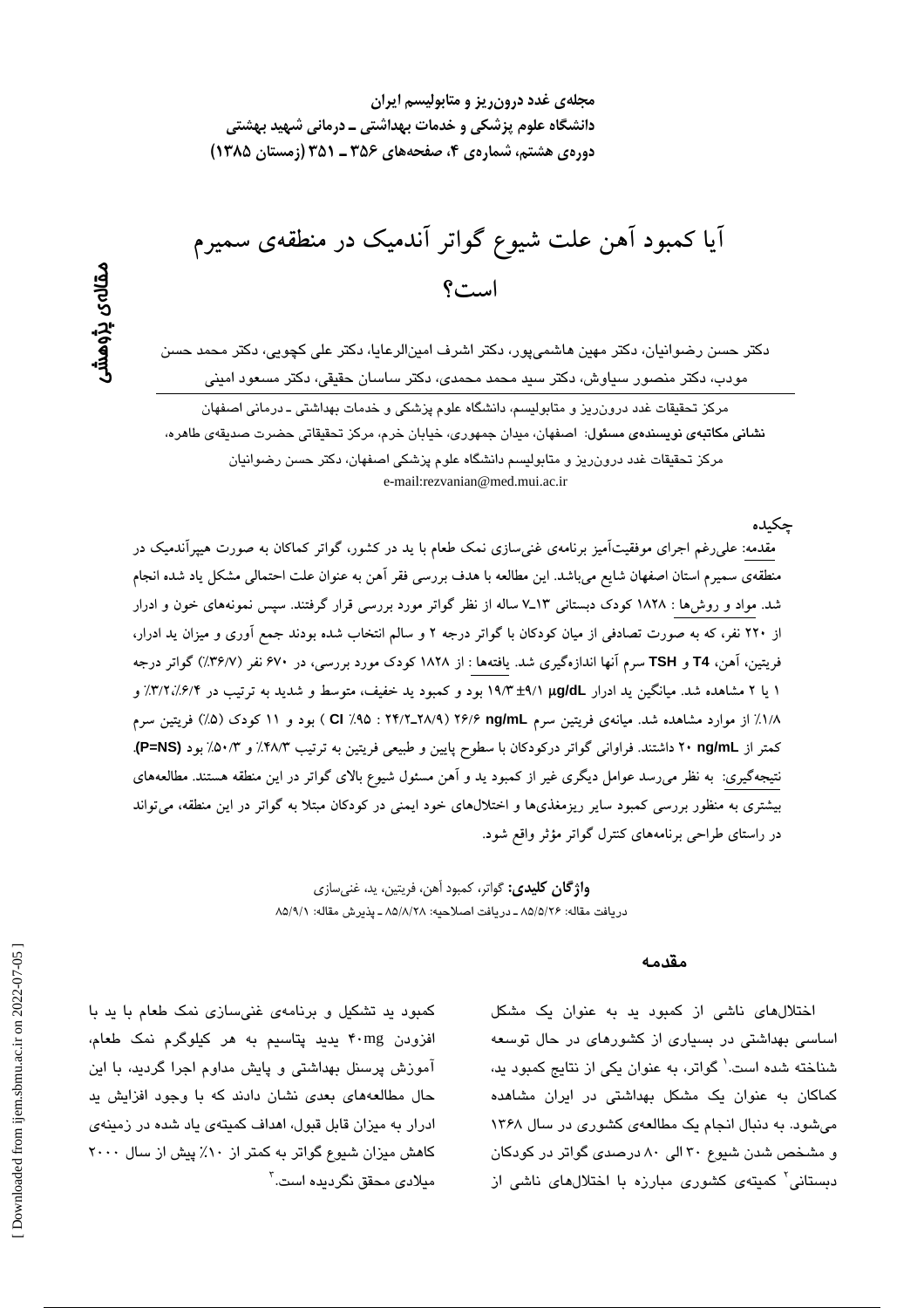مجله‌ی غدد درون‌ریز و متابولیسم ایران
دانشگاه علوم پزشکی و خدمات بهداشتی ـ درمانی شهید بهشتی
دوره‌ی هشتم، شماره‌ی ۴، صفحه‌های ۳۵۶ ـ ۳۵۱ (زمستان ۱۳۸۵)

مقاله‌ی پژوهشی

# آیا کمبود آهن علت شیوع گواتر آندمیک در منطقه‌ی سمیرم است؟

دکتر حسن رضوانیان، دکتر مهین هاشمی‌پور، دکتر اشرف امین‌الرعایا، دکتر علی کچویی، دکتر محمد حسن مودب، دکتر منصور سیاوش، دکتر سید محمد محمدی، دکتر ساسان حقیقی، دکتر مسعود امینی

مرکز تحقیقات غدد درون‌ریز و متابولیسم، دانشگاه علوم پزشکی و خدمات بهداشتی ـ درمانی اصفهان

**نشانی مکاتبه‌ی نویسنده‌ی مسئول:** اصفهان، میدان جمهوری، خیابان خرم، مرکز تحقیقاتی حضرت صدیقه‌ی طاهره، مرکز تحقیقات غدد درون‌ریز و متابولیسم دانشگاه علوم پزشکی اصفهان، دکتر حسن رضوانیان

e-mail:rezvanian@med.mui.ac.ir

## چکیده

مقدمه: علی‌رغم اجرای موفقیت‌آمیز برنامه‌ی غنی‌سازی نمک طعام با ید در کشور، گواتر کماکان به صورت هیپرآندمیک در منطقه‌ی سمیرم استان اصفهان شایع می‌باشد. این مطالعه با هدف بررسی فقر آهن به عنوان علت احتمالی مشکل یاد شده انجام شد. مواد و روش‌ها : ۱۸۲۸ کودک دبستانی ۱۳ـ۷ ساله از نظر گواتر مورد بررسی قرار گرفتند. سپس نمونه‌های خون و ادرار از ۲۲۰ نفر، که به صورت تصادفی از میان کودکان با گواتر درجه ۲ و سالم انتخاب شده بودند جمع آوری و میزان ید ادرار، فریتین، آهن، T4 و TSH سرم آنها اندازه‌گیری شد. یافته‌ها : از ۱۸۲۸ کودک مورد بررسی، در ۶۷۰ نفر (۳۶/۷٪) گواتر درجه ۱ یا ۲ مشاهده شد. میانگین ید ادرار μg/dL ۹/۱± ۱۹/۳ بود و کمبود ید خفیف، متوسط و شدید به ترتیب در ۶/۴٪،۳/۲٪ و ۱/۸٪ از موارد مشاهده شد. میانه‌ی فریتین سرم ng/mL ۲۶/۶ (CI ۹۵٪ : ۲۸/۹ـ۲۴/۲ ) بود و ۱۱ کودک (۵٪) فریتین سرم کمتر از ng/mL ۲۰ داشتند. فراوانی گواتر درکودکان با سطوح پایین و طبیعی فریتین به ترتیب ۴۸/۳٪ و ۵۰/۳٪ بود (P=NS). نتیجه‌گیری: به نظر می‌رسد عوامل دیگری غیر از کمبود ید و آهن مسئول شیوع بالای گواتر در این منطقه هستند. مطالعه‌های بیشتری به منظور بررسی کمبود سایر ریزمغذی‌ها و اختلال‌های خود ایمنی در کودکان مبتلا به گواتر در این منطقه، می‌تواند در راستای طراحی برنامه‌های کنترل گواتر مؤثر واقع شود.

**واژگان کلیدی:** گواتر، کمبود آهن، فریتین، ید، غنی‌سازی

دریافت مقاله: ۸۵/۵/۲۶ ـ دریافت اصلاحیه: ۸۵/۸/۲۸ ـ پذیرش مقاله: ۸۵/۹/۱

## مقدمه

اختلال‌های ناشی از کمبود ید به عنوان یک مشکل اساسی بهداشتی در بسیاری از کشورهای در حال توسعه شناخته شده است.[1] گواتر، به عنوان یکی از نتایج کمبود ید، کماکان به عنوان یک مشکل بهداشتی در ایران مشاهده می‌شود. به دنبال انجام یک مطالعه‌ی کشوری در سال ۱۳۶۸ و مشخص شدن شیوع ۳۰ الی ۸۰ درصدی گواتر در کودکان دبستانی[2] کمیته‌ی کشوری مبارزه با اختلال‌های ناشی از کمبود ید تشکیل و برنامه‌ی غنی‌سازی نمک طعام با ید با افزودن ۴۰mg یدید پتاسیم به هر کیلوگرم نمک طعام، آموزش پرسنل بهداشتی و پایش مداوم اجرا گردید، با این حال مطالعه‌های بعدی نشان دادند که با وجود افزایش ید ادرار به میزان قابل قبول، اهداف کمیته‌ی یاد شده در زمینه‌ی کاهش میزان شیوع گواتر به کمتر از ۱۰٪ پیش از سال ۲۰۰۰ میلادی محقق نگردیده است.[3]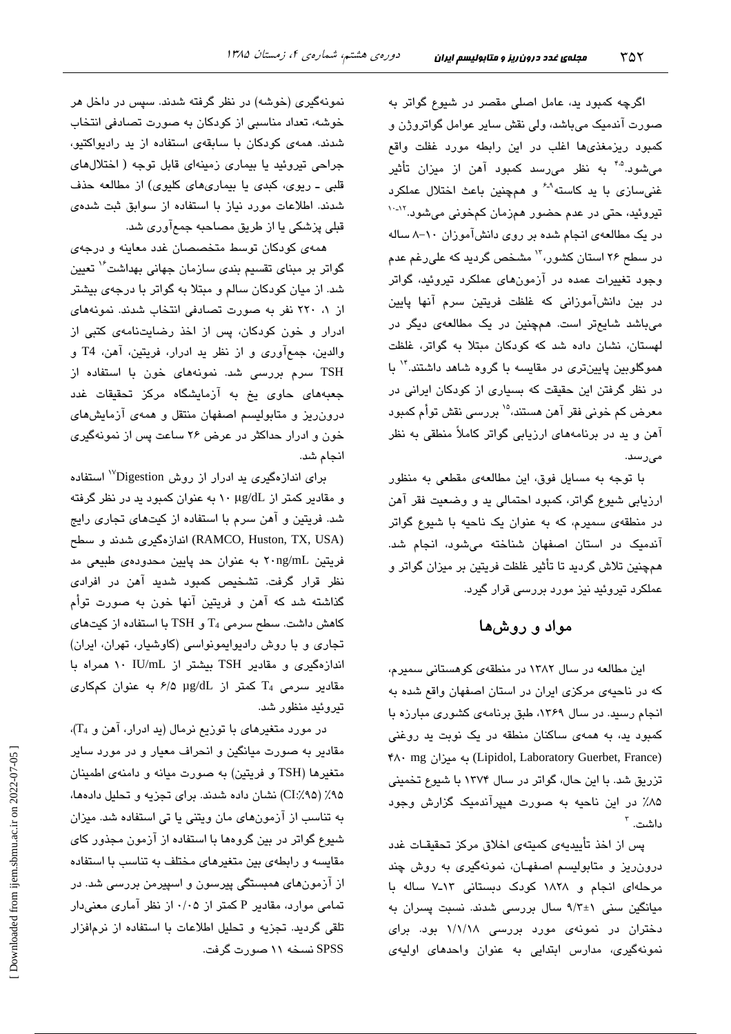اگرچه کمبود ید، عامل اصلی مقصر در شیوع گواتر به صورت آندمیک می‌باشد، ولی نقش سایر عوامل گواتروژن و کمبود ریزمغذی‌ها اغلب در این رابطه مورد غفلت واقع می‌شود.[۴،۵] به نظر می‌رسد کمبود آهن از میزان تأثیر غنی‌سازی با ید کاسته[۶-۹] و همچنین باعث اختلال عملکرد تیروئید، حتی در عدم حضور همزمان کم‌خونی می‌شود.[۱۰-۱۲] در یک مطالعه‌ی انجام شده بر روی دانش‌آموزان ۱۰-۸ ساله در سطح ۲۶ استان کشور،[۱۳] مشخص گردید که علی‌رغم عدم وجود تغییرات عمده در آزمون‌های عملکرد تیروئید، گواتر در بین دانش‌آموزانی که غلظت فریتین سرم آنها پایین می‌باشد شایع‌تر است. همچنین در یک مطالعه‌ی دیگر در لهستان، نشان داده شد که کودکان مبتلا به گواتر، غلظت هموگلوبین پایین‌تری در مقایسه با گروه شاهد داشتند.[۱۴] با در نظر گرفتن این حقیقت که بسیاری از کودکان ایرانی در معرض کم خونی فقر آهن هستند،[۱۵] بررسی نقش توأم کمبود آهن و ید در برنامه‌های ارزیابی گواتر کاملاً منطقی به نظر می‌رسد.

با توجه به مسایل فوق، این مطالعه‌ی مقطعی به منظور ارزیابی شیوع گواتر، کمبود احتمالی ید و وضعیت فقر آهن در منطقه‌ی سمیرم، که به عنوان یک ناحیه با شیوع گواتر آندمیک در استان اصفهان شناخته می‌شود، انجام شد. همچنین تلاش گردید تا تأثیر غلظت فریتین بر میزان گواتر و عملکرد تیروئید نیز مورد بررسی قرار گیرد.

## مواد و روش‌ها

این مطالعه در سال ۱۳۸۲ در منطقه‌ی کوهستانی سمیرم، که در ناحیه‌ی مرکزی ایران در استان اصفهان واقع شده به انجام رسید. در سال ۱۳۶۹، طبق برنامه‌ی کشوری مبارزه با کمبود ید، به همه‌ی ساکنان منطقه در یک نوبت ید روغنی (Lipidol, Laboratory Guerbet, France) به میزان ۴۸۰ mg تزریق شد. با این حال، گواتر در سال ۱۳۷۴ با شیوع تخمینی ۸۵٪ در این ناحیه به صورت هیپرآندمیک گزارش وجود داشت.[۳]

پس از اخذ تأییدیه‌ی کمیته‌ی اخلاق مرکز تحقیقات غدد درون‌ریز و متابولیسم اصفهان، نمونه‌گیری به روش چند مرحله‌ای انجام و ۱۸۲۸ کودک دبستانی ۱۳-۷ ساله با میانگین سنی ۱±۹/۳ سال بررسی شدند. نسبت پسران به دختران در نمونه‌ی مورد بررسی ۱/۱/۱۸ بود. برای نمونه‌گیری، مدارس ابتدایی به عنوان واحدهای اولیه‌ی نمونه‌گیری (خوشه) در نظر گرفته شدند. سپس در داخل هر خوشه، تعداد مناسبی از کودکان به صورت تصادفی انتخاب شدند. همه‌ی کودکان با سابقه‌ی استفاده از ید رادیواکتیو، جراحی تیروئید یا بیماری زمینه‌ای قابل توجه (اختلال‌های قلبی - ریوی، کبدی یا بیماری‌های کلیوی) از مطالعه حذف شدند. اطلاعات مورد نیاز با استفاده از سوابق ثبت شده‌ی قبلی پزشکی یا از طریق مصاحبه جمع‌آوری شد.

همه‌ی کودکان توسط متخصصان غدد معاینه و درجه‌ی گواتر بر مبنای تقسیم بندی سازمان جهانی بهداشت[۱۶] تعیین شد. از میان کودکان سالم و مبتلا به گواتر با درجه‌ی بیشتر از ۱، ۲۲۰ نفر به صورت تصادفی انتخاب شدند. نمونه‌های ادرار و خون کودکان، پس از اخذ رضایت‌نامه‌ی کتبی از والدین، جمع‌آوری و از نظر ید ادرار، فریتین، آهن، T4 و TSH سرم بررسی شد. نمونه‌های خون با استفاده از جعبه‌های حاوی یخ به آزمایشگاه مرکز تحقیقات غدد درون‌ریز و متابولیسم اصفهان منتقل و همه‌ی آزمایش‌های خون و ادرار حداکثر در عرض ۲۶ ساعت پس از نمونه‌گیری انجام شد.

برای اندازه‌گیری ید ادرار از روش Digestion[۱۷] استفاده و مقادیر کمتر از ۱۰ µg/dL به عنوان کمبود ید در نظر گرفته شد. فریتین و آهن سرم با استفاده از کیت‌های تجاری رایج (RAMCO, Huston, TX, USA) اندازه‌گیری شدند و سطح فریتین ۲۰ng/mL به عنوان حد پایین محدوده‌ی طبیعی مد نظر قرار گرفت. تشخیص کمبود شدید آهن در افرادی گذاشته شد که آهن و فریتین آنها خون به صورت توأم کاهش داشت. سطح سرمی $T_4$ و TSH با استفاده از کیت‌های تجاری و با روش رادیوایمونواسی (کاوشیار، تهران، ایران) اندازه‌گیری و مقادیر TSH بیشتر از ۱۰ IU/mL همراه با مقادیر سرمی $T_4$ کمتر از ۶/۵ µg/dL به عنوان کم‌کاری تیروئید منظور شد.

در مورد متغیرهای با توزیع نرمال (ید ادرار، آهن و $T_4$)، مقادیر به صورت میانگین و انحراف معیار و در مورد سایر متغیرها (TSH و فریتین) به صورت میانه و دامنه‌ی اطمینان ۹۵٪ (CI:٪۹۵) نشان داده شدند. برای تجزیه و تحلیل داده‌ها، به تناسب از آزمون‌های مان ویتنی یا تی استفاده شد. میزان شیوع گواتر در بین گروه‌ها با استفاده از آزمون مجذور کای مقایسه و رابطه‌ی بین متغیرهای مختلف به تناسب با استفاده از آزمون‌های همبستگی پیرسون و اسپیرمن بررسی شد. در تمامی موارد، مقادیر P کمتر از ۰/۰۵ از نظر آماری معنی‌دار تلقی گردید. تجزیه و تحلیل اطلاعات با استفاده از نرم‌افزار SPSS نسخه ۱۱ صورت گرفت.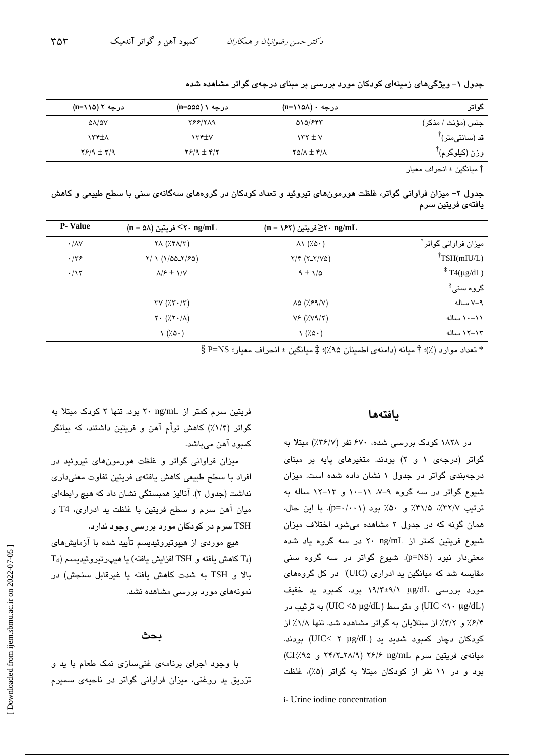جدول ۱- ویژگی‌های زمینه‌ای کودکان مورد بررسی بر مبنای درجه‌ی گواتر مشاهده شده

| گواتر | درجه ۰ (n=۱۱۵۸) | درجه ۱ (n=۵۵۵) | درجه ۲ (n=۱۱۵) |
|---|---|---|---|
| جنس (مؤنث / مذکر) | ۵۱۵/۶۴۳ | ۲۶۶/۲۸۹ | ۵۸/۵۷ |
| قد (سانتی‌متر)† | ۱۳۲ ± ۷ | ۱۳۴±۷ | ۱۳۴±۸ |
| وزن (کیلوگرم)† | ۲۵/۸ ± ۴/۸ | ۲۶/۹ ± ۴/۲ | ۲۶/۹ ± ۳/۹ |

† میانگین ± انحراف معیار

جدول ۲- میزان فراوانی گواتر، غلظت هورمون‌های تیروئید و تعداد کودکان در گروه‌های سه‌گانه‌ی سنی با سطح طبیعی و کاهش یافته‌ی فریتین سرم

| | فریتین ≥۲۰ ng/mL (n = ۱۶۲) | فریتین <۲۰ ng/mL (n = ۵۸) | P- Value |
|---|---|---|---|
| میزان فراوانی گواتر* | ۸۱ (٪۵۰) | ۲۸ (٪۴۸/۳) | ۰/۸۷ |
| †TSH(mIU/L) | ۲/۴ (۲-۲/۷۵) | ۲/ ۱ (۱/۵۵-۲/۶۵) | ۰/۳۶ |
| ‡ T4(µg/dL) | ۹ ± ۱/۵ | ۸/۶ ± ۱/۷ | ۰/۱۳ |
| گروه سنی§ | | | |
| ۹-۷ ساله | ۸۵ (٪۶۹/۷) | ۳۷ (٪۳۰/۳) | |
| ۱۱-۱۰ ساله | ۷۶ (٪۷۹/۲) | ۲۰ (٪۲۰/۸) | |
| ۱۳-۱۲ ساله | ۱ (٪۵۰) | ۱ (٪۵۰) | |

* تعداد موارد (٪)؛ † میانه (دامنه‌ی اطمینان ۹۵٪)؛ ‡ میانگین ± انحراف معیار؛ § P=NS

## یافته‌ها

در ۱۸۲۸ کودک بررسی شده، ۶۷۰ نفر (٪۳۶/۷) مبتلا به گواتر (درجه‌ی ۱ و ۲) بودند. متغیرهای پایه بر مبنای درجه‌بندی گواتر در جدول ۱ نشان داده شده است. میزان شیوع گواتر در سه گروه ۹-۷، ۱۱-۱۰ و ۱۳-۱۲ ساله به ترتیب ٪۳۲/۷، ٪۴۱/۵ و ٪۵۰ بود (p=۰/۰۰۱). با این حال، همان گونه که در جدول ۲ مشاهده می‌شود اختلاف میزان شیوع فریتین کمتر از ۲۰ ng/mL در سه گروه یاد شده معنی‌دار نبود (p=NS). شیوع گواتر در سه گروه سنی مقایسه شد که میانگین ید ادراری (UIC)[i] در کل گروه‌های مورد بررسی ۱۹/۳±۹/۱ µg/dL بود. کمبود ید خفیف (UIC <۱۰ µg/dL) و متوسط (UIC <۵ µg/dL) به ترتیب در ٪۶/۴ و ٪۳/۲ از مبتلایان به گواتر مشاهده شد. تنها ٪۱/۸ از کودکان دچار کمبود شدید ید (UIC< ۲ µg/dL) بودند. میانه‌ی فریتین سرم ۲۶/۶ ng/mL (۲۸/۹-۲۴/۲ و CI:٪۹۵) بود و در ۱۱ نفر از کودکان مبتلا به گواتر (٪۵)، غلظت فریتین سرم کمتر از ۲۰ ng/mL بود. تنها ۲ کودک مبتلا به گواتر (٪۱/۴) کاهش توأم آهن و فریتین داشتند، که بیانگر کمبود آهن می‌باشد.

میزان فراوانی گواتر و غلظت هورمون‌های تیروئید در افراد با سطح طبیعی کاهش یافته‌ی فریتین تفاوت معنی‌داری نداشت (جدول ۲). آنالیز همبستگی نشان داد که هیچ رابطه‌ای میان آهن سرم و سطح فریتین با غلظت ید ادراری، T4 و TSH سرم در کودکان مورد بررسی وجود ندارد.

هیچ موردی از هیپوتیروئیدیسم تأیید شده با آزمایش‌های ($T_4$ کاهش یافته و TSH افزایش یافته) یا هیپرتیروئیدیسم ($T_4$ بالا و TSH به شدت کاهش یافته یا غیرقابل سنجش) در نمونه‌های مورد بررسی مشاهده نشد.

## بحث

با وجود اجرای برنامه‌ی غنی‌سازی نمک طعام با ید و تزریق ید روغنی، میزان فراوانی گواتر در ناحیه‌ی سمیرم

i- Urine iodine concentration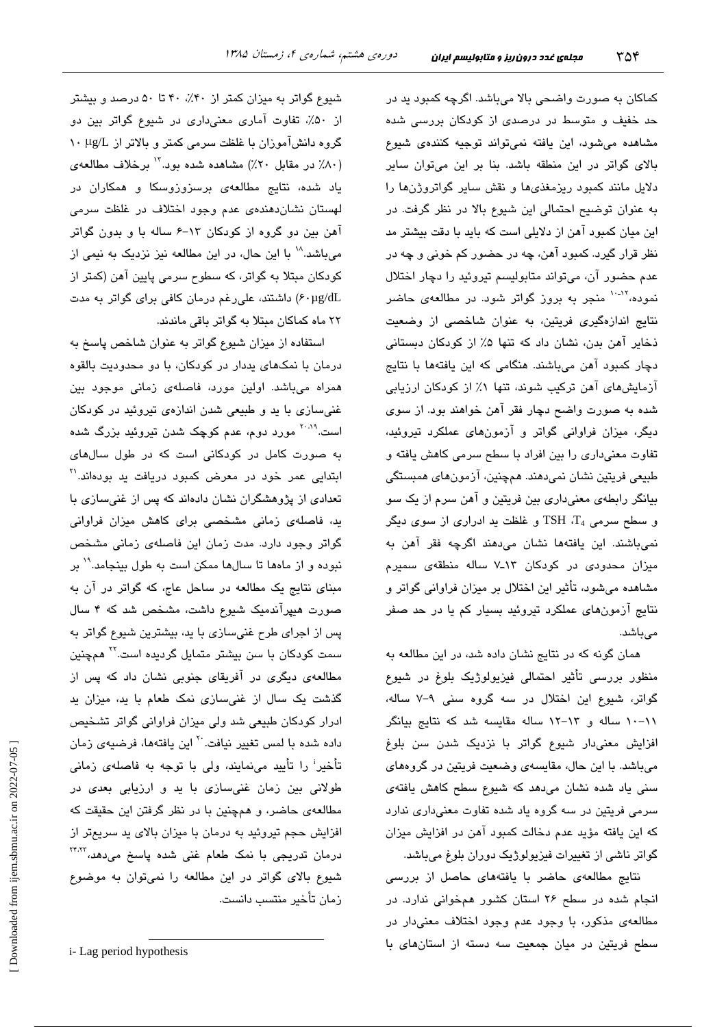کماکان به صورت واضحی بالا می‌باشد. اگرچه کمبود ید در حد خفیف و متوسط در درصدی از کودکان بررسی شده مشاهده می‌شود، این یافته نمی‌تواند توجیه کننده‌ی شیوع بالای گواتر در این منطقه باشد. بنا بر این می‌توان سایر دلایل مانند کمبود ریزمغذی‌ها و نقش سایر گواتروژن‌ها را به عنوان توضیح احتمالی این شیوع بالا در نظر گرفت. در این میان کمبود آهن از دلایلی است که باید با دقت بیشتر مد نظر قرار گیرد. کمبود آهن، چه در حضور کم خونی و چه در عدم حضور آن، می‌تواند متابولیسم تیروئید را دچار اختلال نموده،[10-12] منجر به بروز گواتر شود. در مطالعه‌ی حاضر نتایج اندازه‌گیری فریتین، به عنوان شاخصی از وضعیت ذخایر آهن بدن، نشان داد که تنها ۵٪ از کودکان دبستانی دچار کمبود آهن می‌باشند. هنگامی که این یافته‌ها با نتایج آزمایش‌های آهن ترکیب شوند، تنها ۱٪ از کودکان ارزیابی شده به صورت واضح دچار فقر آهن خواهند بود. از سوی دیگر، میزان فراوانی گواتر و آزمون‌های عملکرد تیروئید، تفاوت معنی‌داری را بین افراد با سطح سرمی کاهش یافته و طبیعی فریتین نشان نمی‌دهند. هم‌چنین، آزمون‌های همبستگی بیانگر رابطه‌ی معنی‌داری بین فریتین و آهن سرم از یک سو و سطح سرمی $T_4$، TSH و غلظت ید ادراری از سوی دیگر نمی‌باشند. این یافته‌ها نشان می‌دهند اگرچه فقر آهن به میزان محدودی در کودکان ۱۳-۷ ساله منطقه‌ی سمیرم مشاهده می‌شود، تأثیر این اختلال بر میزان فراوانی گواتر و نتایج آزمون‌های عملکرد تیروئید بسیار کم یا در حد صفر می‌باشد.

همان گونه که در نتایج نشان داده شد، در این مطالعه به منظور بررسی تأثیر احتمالی فیزیولوژیک بلوغ در شیوع گواتر، شیوع این اختلال در سه گروه سنی ۹-۷ ساله، ۱۱-۱۰ ساله و ۱۳-۱۲ ساله مقایسه شد که نتایج بیانگر افزایش معنی‌دار شیوع گواتر با نزدیک شدن سن بلوغ می‌باشد. با این حال، مقایسه‌ی وضعیت فریتین در گروه‌های سنی یاد شده نشان می‌دهد که شیوع سطح کاهش یافته‌ی سرمی فریتین در سه گروه یاد شده تفاوت معنی‌داری ندارد که این یافته مؤید عدم دخالت کمبود آهن در افزایش میزان گواتر ناشی از تغییرات فیزیولوژیک دوران بلوغ می‌باشد.

نتایج مطالعه‌ی حاضر با یافته‌های حاصل از بررسی انجام شده در سطح ۲۶ استان کشور همخوانی ندارد. در مطالعه‌ی مذکور، با وجود عدم وجود اختلاف معنی‌دار در سطح فریتین در میان جمعیت سه دسته از استان‌های با شیوع گواتر به میزان کمتر از ۴۰٪، ۴۰ تا ۵۰ درصد و بیشتر از ۵۰٪، تفاوت آماری معنی‌داری در شیوع گواتر بین دو گروه دانش‌آموزان با غلظت سرمی کمتر و بالاتر از ۱۰ µg/L (۸۰٪ در مقابل ۲۰٪) مشاهده شده بود.[13] برخلاف مطالعه‌ی یاد شده، نتایج مطالعه‌ی برسزوزوسکا و همکاران در لهستان نشان‌دهنده‌ی عدم وجود اختلاف در غلظت سرمی آهن بین دو گروه از کودکان ۱۳-۶ ساله با و بدون گواتر می‌باشد.[18] با این حال، در این مطالعه نیز نزدیک به نیمی از کودکان مبتلا به گواتر، که سطوح سرمی پایین آهن (کمتر از ۶۰µg/dL) داشتند، علی‌رغم درمان کافی برای گواتر به مدت ۲۲ ماه کماکان مبتلا به گواتر باقی ماندند.

استفاده از میزان شیوع گواتر به عنوان شاخص پاسخ به درمان با نمک‌های یددار در کودکان، با دو محدودیت بالقوه همراه می‌باشد. اولین مورد، فاصله‌ی زمانی موجود بین غنی‌سازی با ید و طبیعی شدن اندازه‌ی تیروئید در کودکان است.[19،20] مورد دوم، عدم کوچک شدن تیروئید بزرگ شده به صورت کامل در کودکانی است که در طول سال‌های ابتدایی عمر خود در معرض کمبود دریافت ید بوده‌اند.[21] تعدادی از پژوهشگران نشان داده‌اند که پس از غنی‌سازی با ید، فاصله‌ی زمانی مشخصی برای کاهش میزان فراوانی گواتر وجود دارد. مدت زمان این فاصله‌ی زمانی مشخص نبوده و از ماه‌ها تا سال‌ها ممکن است به طول بینجامد.[19] بر مبنای نتایج یک مطالعه در ساحل عاج، که گواتر در آن به صورت هیپرآندمیک شیوع داشت، مشخص شد که ۴ سال پس از اجرای طرح غنی‌سازی با ید، بیشترین شیوع گواتر به سمت کودکان با سن بیشتر متمایل گردیده است.[22] هم‌چنین مطالعه‌ی دیگری در آفریقای جنوبی نشان داد که پس از گذشت یک سال از غنی‌سازی نمک طعام با ید، میزان ید ادرار کودکان طبیعی شد ولی میزان فراوانی گواتر تشخیص داده شده با لمس تغییر نیافت.[20] این یافته‌ها، فرضیه‌ی زمان تأخیر[i] را تأیید می‌نمایند، ولی با توجه به فاصله‌ی زمانی طولانی بین زمان غنی‌سازی با ید و ارزیابی بعدی در مطالعه‌ی حاضر، و هم‌چنین با در نظر گرفتن این حقیقت که افزایش حجم تیروئید به درمان با میزان بالای ید سریع‌تر از درمان تدریجی با نمک طعام غنی شده پاسخ می‌دهد،[23،24] شیوع بالای گواتر در این مطالعه را نمی‌توان به موضوع زمان تأخیر منتسب دانست.

i- Lag period hypothesis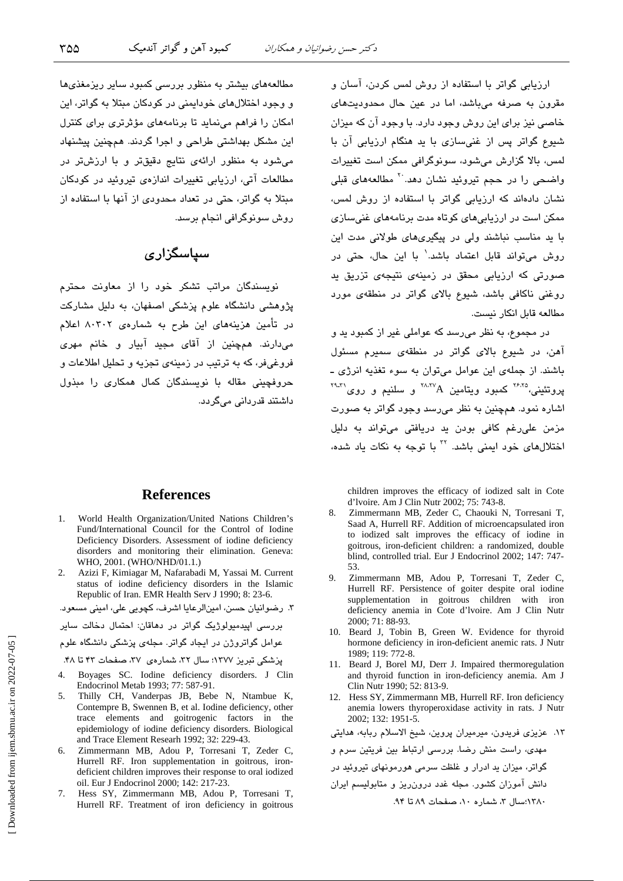ارزیابی گواتر با استفاده از روش لمس کردن، آسان و مقرون به صرفه می‌باشد، اما در عین حال محدودیت‌های خاصی نیز برای این روش وجود دارد. با وجود آن که میزان شیوع گواتر پس از غنی‌سازی با ید هنگام ارزیابی آن با لمس، بالا گزارش می‌شود، سونوگرافی ممکن است تغییرات واضحی را در حجم تیروئید نشان دهد.[20] مطالعه‌های قبلی نشان داده‌اند که ارزیابی گواتر با استفاده از روش لمس، ممکن است در ارزیابی‌های کوتاه مدت برنامه‌های غنی‌سازی با ید مناسب نباشند ولی در پیگیری‌های طولانی مدت این روش می‌تواند قابل اعتماد باشد.[1] با این حال، حتی در صورتی که ارزیابی محقق در زمینه‌ی نتیجه‌ی تزریق ید روغنی ناکافی باشد، شیوع بالای گواتر در منطقه‌ی مورد مطالعه قابل انکار نیست.

در مجموع، به نظر می‌رسد که عواملی غیر از کمبود ید و آهن، در شیوع بالای گواتر در منطقه‌ی سمیرم مسئول باشند. از جمله‌ی این عوامل می‌توان به سوء تغذیه انرژی ـ پروتئینی،[25،26] کمبود ویتامین A[27،28] و سلنیم و روی[29-31] اشاره نمود. همچنین به نظر می‌رسد وجود گواتر به صورت مزمن علی‌رغم کافی بودن ید دریافتی می‌تواند به دلیل اختلال‌های خود ایمنی باشد.[32] با توجه به نکات یاد شده، مطالعه‌های بیشتر به منظور بررسی کمبود سایر ریزمغذی‌ها و وجود اختلال‌های خودایمنی در کودکان مبتلا به گواتر، این امکان را فراهم می‌نماید تا برنامه‌های مؤثرتری برای کنترل این مشکل بهداشتی طراحی و اجرا گردند. همچنین پیشنهاد می‌شود به منظور ارائه‌ی نتایج دقیق‌تر و با ارزش‌تر در مطالعات آتی، ارزیابی تغییرات اندازه‌ی تیروئید در کودکان مبتلا به گواتر، حتی در تعداد محدودی از آنها با استفاده از روش سونوگرافی انجام برسد.

## سپاسگزاری

نویسندگان مراتب تشکر خود را از معاونت محترم پژوهشی دانشگاه علوم پزشکی اصفهان، به دلیل مشارکت در تأمین هزینه‌های این طرح به شماره‌ی ۸۰۳۰۲ اعلام می‌دارند. همچنین از آقای مجید آبیار و خانم مهری فروغی‌فر، که به ترتیب در زمینه‌ی تجزیه و تحلیل اطلاعات و حروفچینی مقاله با نویسندگان کمال همکاری را مبذول داشتند قدردانی می‌گردد.

## References

1. World Health Organization/United Nations Children's Fund/International Council for the Control of Iodine Deficiency Disorders. Assessment of iodine deficiency disorders and monitoring their elimination. Geneva: WHO, 2001. (WHO/NHD/01.1.)
2. Azizi F, Kimiagar M, Nafarabadi M, Yassai M. Current status of iodine deficiency disorders in the Islamic Republic of Iran. EMR Health Serv J 1990; 8: 23-6.
3. رضوانیان حسن، امین‌الرعایا اشرف، کچویی علی، امینی مسعود. بررسی اپیدمیولوژیک گواتر در دهاقان: احتمال دخالت سایر عوامل گواتروژن در ایجاد گواتر. مجله‌ی پزشکی دانشگاه علوم پزشکی تبریز ۱۳۷۷؛ سال ۳۲، شماره‌ی ۳۷، صفحات ۴۳ تا ۴۸.
4. Boyages SC. Iodine deficiency disorders. J Clin Endocrinol Metab 1993; 77: 587-91.
5. Thilly CH, Vanderpas JB, Bebe N, Ntambue K, Contempre B, Swennen B, et al. Iodine deficiency, other trace elements and goitrogenic factors in the epidemiology of iodine deficiency disorders. Biological and Trace Element Researh 1992; 32: 229-43.
6. Zimmermann MB, Adou P, Torresani T, Zeder C, Hurrell RF. Iron supplementation in goitrous, iron-deficient children improves their response to oral iodized oil. Eur J Endocrinol 2000; 142: 217-23.
7. Hess SY, Zimmermann MB, Adou P, Torresani T, Hurrell RF. Treatment of iron deficiency in goitrous children improves the efficacy of iodized salt in Cote d'Ivoire. Am J Clin Nutr 2002; 75: 743-8.
8. Zimmermann MB, Zeder C, Chaouki N, Torresani T, Saad A, Hurrell RF. Addition of microencapsulated iron to iodized salt improves the efficacy of iodine in goitrous, iron-deficient children: a randomized, double blind, controlled trial. Eur J Endocrinol 2002; 147: 747-53.
9. Zimmermann MB, Adou P, Torresani T, Zeder C, Hurrell RF. Persistence of goiter despite oral iodine supplementation in goitrous children with iron deficiency anemia in Cote d'Ivoire. Am J Clin Nutr 2000; 71: 88-93.
10. Beard J, Tobin B, Green W. Evidence for thyroid hormone deficiency in iron-deficient anemic rats. J Nutr 1989; 119: 772-8.
11. Beard J, Borel MJ, Derr J. Impaired thermoregulation and thyroid function in iron-deficiency anemia. Am J Clin Nutr 1990; 52: 813-9.
12. Hess SY, Zimmermann MB, Hurrell RF. Iron deficiency anemia lowers thyroperoxidase activity in rats. J Nutr 2002; 132: 1951-5.
13. عزیزی فریدون، میرمیران پروین، شیخ الاسلام ربابه، هدایتی مهدی، راست منش رضا. بررسی ارتباط بین فریتین سرم و گواتر، میزان ید ادرار و غلظت سرمی هورمونهای تیروئید در دانش آموزان کشور. مجله غدد درون‌ریز و متابولیسم ایران ۱۳۸۰؛سال ۳، شماره ۱۰، صفحات ۸۹ تا ۹۴.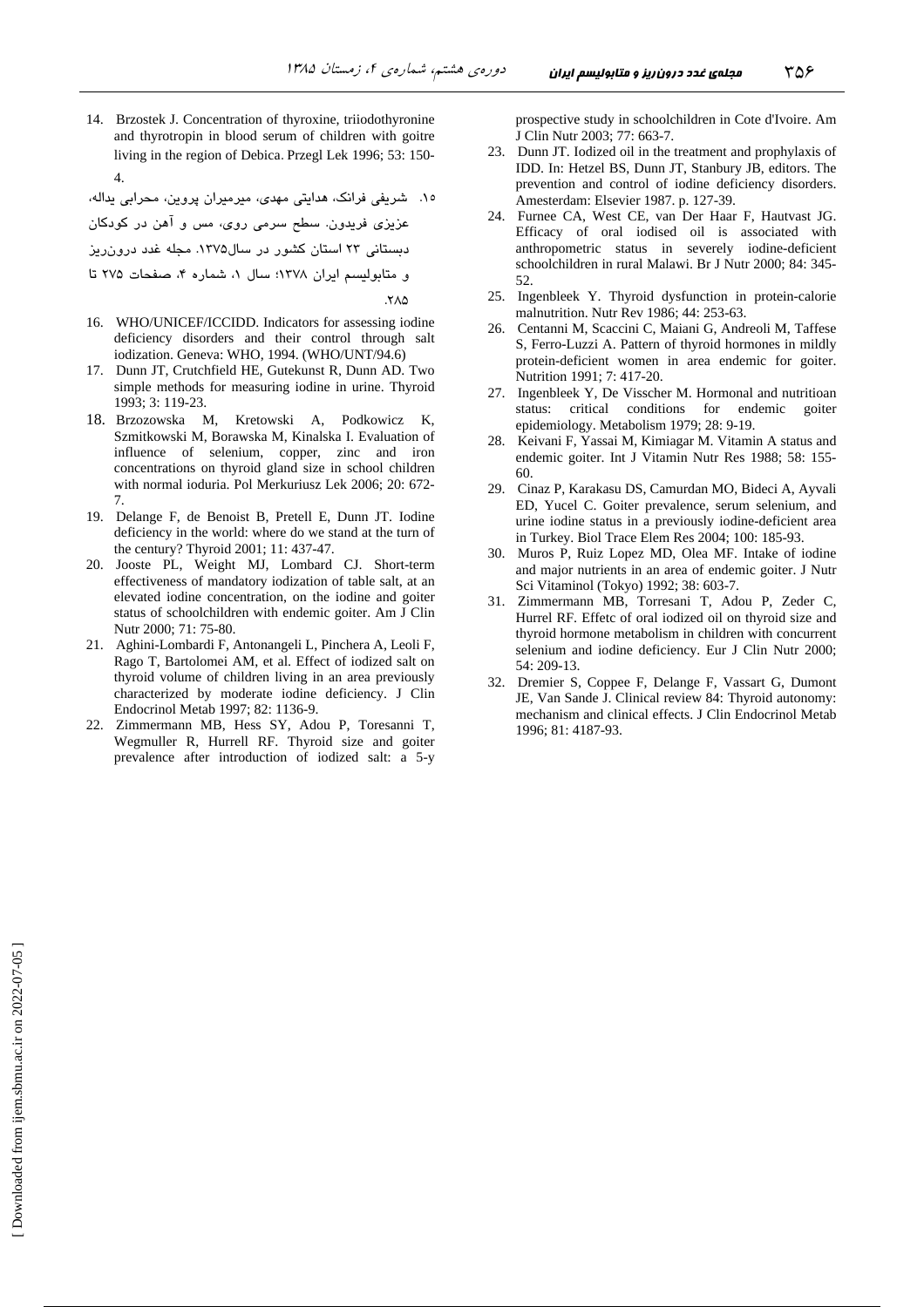14. Brzostek J. Concentration of thyroxine, triiodothyronine and thyrotropin in blood serum of children with goitre living in the region of Debica. Przegl Lek 1996; 53: 150-4.

۱۵. شریفی فرانک، هدایتی مهدی، میرمیران پروین، محرابی یداله، عزیزی فریدون. سطح سرمی روی، مس و آهن در کودکان دبستانی ۲۳ استان کشور در سال۱۳۷۵. مجله غدد درون‌ریز و متابولیسم ایران ۱۳۷۸؛ سال ۱، شماره ۴، صفحات ۲۷۵ تا ۲۸۵.

16. WHO/UNICEF/ICCIDD. Indicators for assessing iodine deficiency disorders and their control through salt iodization. Geneva: WHO, 1994. (WHO/UNT/94.6)
17. Dunn JT, Crutchfield HE, Gutekunst R, Dunn AD. Two simple methods for measuring iodine in urine. Thyroid 1993; 3: 119-23.
18. Brzozowska M, Kretowski A, Podkowicz K, Szmitkowski M, Borawska M, Kinalska I. Evaluation of influence of selenium, copper, zinc and iron concentrations on thyroid gland size in school children with normal ioduria. Pol Merkuriusz Lek 2006; 20: 672-7.
19. Delange F, de Benoist B, Pretell E, Dunn JT. Iodine deficiency in the world: where do we stand at the turn of the century? Thyroid 2001; 11: 437-47.
20. Jooste PL, Weight MJ, Lombard CJ. Short-term effectiveness of mandatory iodization of table salt, at an elevated iodine concentration, on the iodine and goiter status of schoolchildren with endemic goiter. Am J Clin Nutr 2000; 71: 75-80.
21. Aghini-Lombardi F, Antonangeli L, Pinchera A, Leoli F, Rago T, Bartolomei AM, et al. Effect of iodized salt on thyroid volume of children living in an area previously characterized by moderate iodine deficiency. J Clin Endocrinol Metab 1997; 82: 1136-9.
22. Zimmermann MB, Hess SY, Adou P, Toresanni T, Wegmuller R, Hurrell RF. Thyroid size and goiter prevalence after introduction of iodized salt: a 5-y prospective study in schoolchildren in Cote d'Ivoire. Am J Clin Nutr 2003; 77: 663-7.
23. Dunn JT. Iodized oil in the treatment and prophylaxis of IDD. In: Hetzel BS, Dunn JT, Stanbury JB, editors. The prevention and control of iodine deficiency disorders. Amesterdam: Elsevier 1987. p. 127-39.
24. Furnee CA, West CE, van Der Haar F, Hautvast JG. Efficacy of oral iodised oil is associated with anthropometric status in severely iodine-deficient schoolchildren in rural Malawi. Br J Nutr 2000; 84: 345-52.
25. Ingenbleek Y. Thyroid dysfunction in protein-calorie malnutrition. Nutr Rev 1986; 44: 253-63.
26. Centanni M, Scaccini C, Maiani G, Andreoli M, Taffese S, Ferro-Luzzi A. Pattern of thyroid hormones in mildly protein-deficient women in area endemic for goiter. Nutrition 1991; 7: 417-20.
27. Ingenbleek Y, De Visscher M. Hormonal and nutritioan status: critical conditions for endemic goiter epidemiology. Metabolism 1979; 28: 9-19.
28. Keivani F, Yassai M, Kimiagar M. Vitamin A status and endemic goiter. Int J Vitamin Nutr Res 1988; 58: 155-60.
29. Cinaz P, Karakasu DS, Camurdan MO, Bideci A, Ayvali ED, Yucel C. Goiter prevalence, serum selenium, and urine iodine status in a previously iodine-deficient area in Turkey. Biol Trace Elem Res 2004; 100: 185-93.
30. Muros P, Ruiz Lopez MD, Olea MF. Intake of iodine and major nutrients in an area of endemic goiter. J Nutr Sci Vitaminol (Tokyo) 1992; 38: 603-7.
31. Zimmermann MB, Torresani T, Adou P, Zeder C, Hurrel RF. Effetc of oral iodized oil on thyroid size and thyroid hormone metabolism in children with concurrent selenium and iodine deficiency. Eur J Clin Nutr 2000; 54: 209-13.
32. Dremier S, Coppee F, Delange F, Vassart G, Dumont JE, Van Sande J. Clinical review 84: Thyroid autonomy: mechanism and clinical effects. J Clin Endocrinol Metab 1996; 81: 4187-93.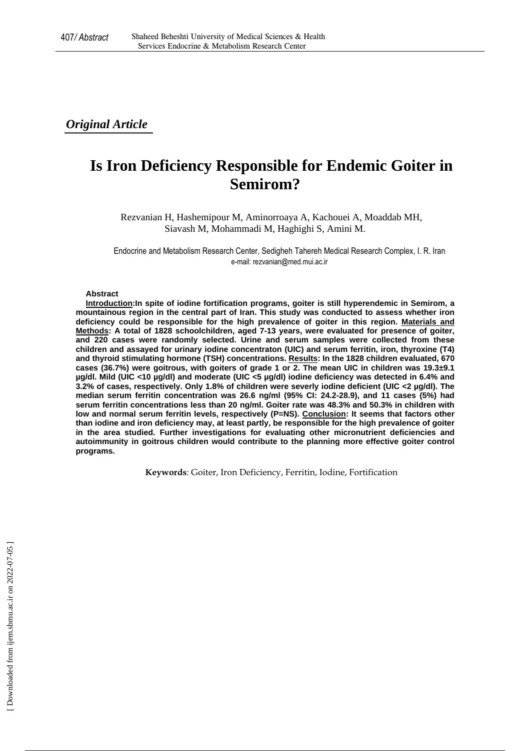*Original Article*

# Is Iron Deficiency Responsible for Endemic Goiter in Semirom?

Rezvanian H, Hashemipour M, Aminorroaya A, Kachouei A, Moaddab MH, Siavash M, Mohammadi M, Haghighi S, Amini M.

Endocrine and Metabolism Research Center, Sedigheh Tahereh Medical Research Complex, I. R. Iran
e-mail: rezvanian@med.mui.ac.ir

**Abstract**

**Introduction:In spite of iodine fortification programs, goiter is still hyperendemic in Semirom, a mountainous region in the central part of Iran. This study was conducted to assess whether iron deficiency could be responsible for the high prevalence of goiter in this region. Materials and Methods: A total of 1828 schoolchildren, aged 7-13 years, were evaluated for presence of goiter, and 220 cases were randomly selected. Urine and serum samples were collected from these children and assayed for urinary iodine concentraton (UIC) and serum ferritin, iron, thyroxine (T4) and thyroid stimulating hormone (TSH) concentrations. Results: In the 1828 children evaluated, 670 cases (36.7%) were goitrous, with goiters of grade 1 or 2. The mean UIC in children was 19.3±9.1 µg/dl. Mild (UIC <10 µg/dl) and moderate (UIC <5 µg/dl) iodine deficiency was detected in 6.4% and 3.2% of cases, respectively. Only 1.8% of children were severly iodine deficient (UIC <2 µg/dl). The median serum ferritin concentration was 26.6 ng/ml (95% CI: 24.2-28.9), and 11 cases (5%) had serum ferritin concentrations less than 20 ng/ml. Goiter rate was 48.3% and 50.3% in children with low and normal serum ferritin levels, respectively (P=NS). Conclusion: It seems that factors other than iodine and iron deficiency may, at least partly, be responsible for the high prevalence of goiter in the area studied. Further investigations for evaluating other micronutrient deficiencies and autoimmunity in goitrous children would contribute to the planning more effective goiter control programs.**

**Keywords**: Goiter, Iron Deficiency, Ferritin, Iodine, Fortification